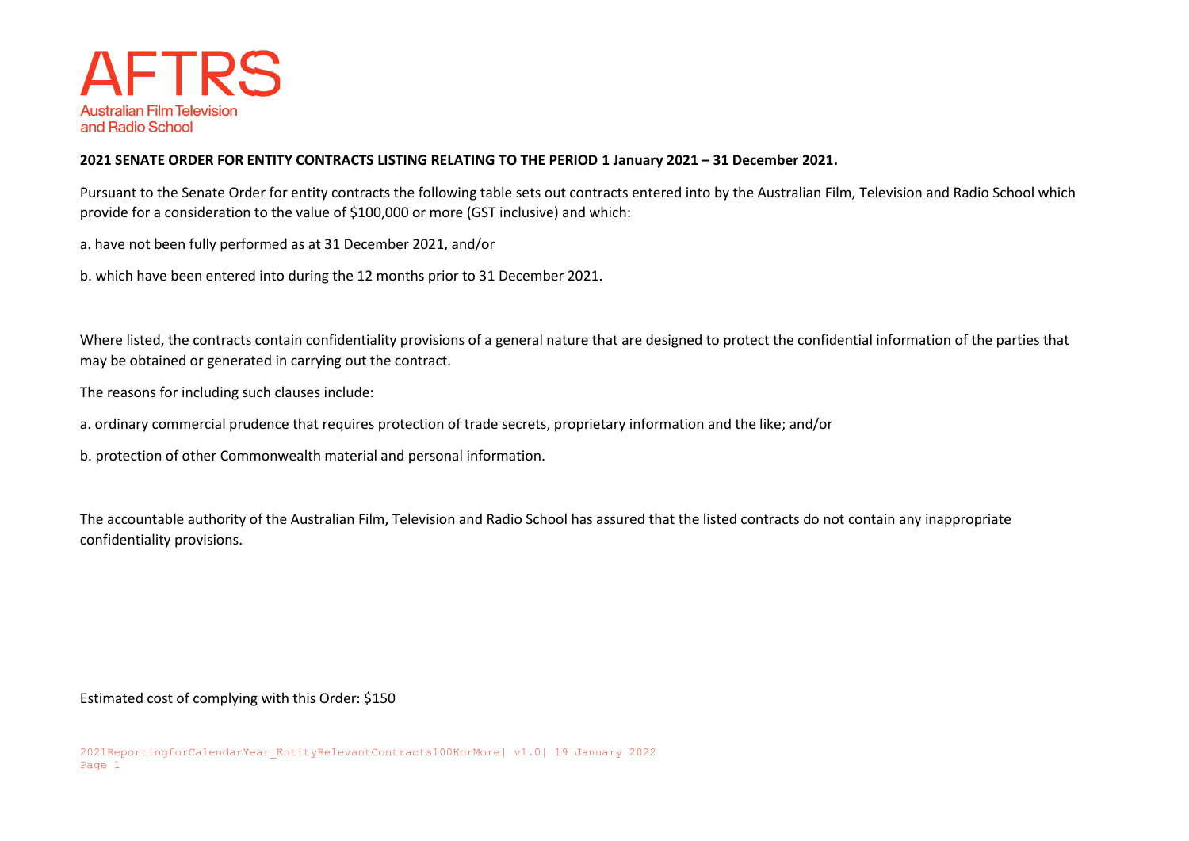AFTRS

Australian Film Television and Radio School

**2021 SENATE ORDER FOR ENTITY CONTRACTS LISTING RELATING TO THE PERIOD 1 January 2021 – 31 December 2021.**

Pursuant to the Senate Order for entity contracts the following table sets out contracts entered into by the Australian Film, Television and Radio School which provide for a consideration to the value of $100,000 or more (GST inclusive) and which:

a. have not been fully performed as at 31 December 2021, and/or

b. which have been entered into during the 12 months prior to 31 December 2021.

Where listed, the contracts contain confidentiality provisions of a general nature that are designed to protect the confidential information of the parties that may be obtained or generated in carrying out the contract.

The reasons for including such clauses include:

a. ordinary commercial prudence that requires protection of trade secrets, proprietary information and the like; and/or

b. protection of other Commonwealth material and personal information.

The accountable authority of the Australian Film, Television and Radio School has assured that the listed contracts do not contain any inappropriate confidentiality provisions.

Estimated cost of complying with this Order: $150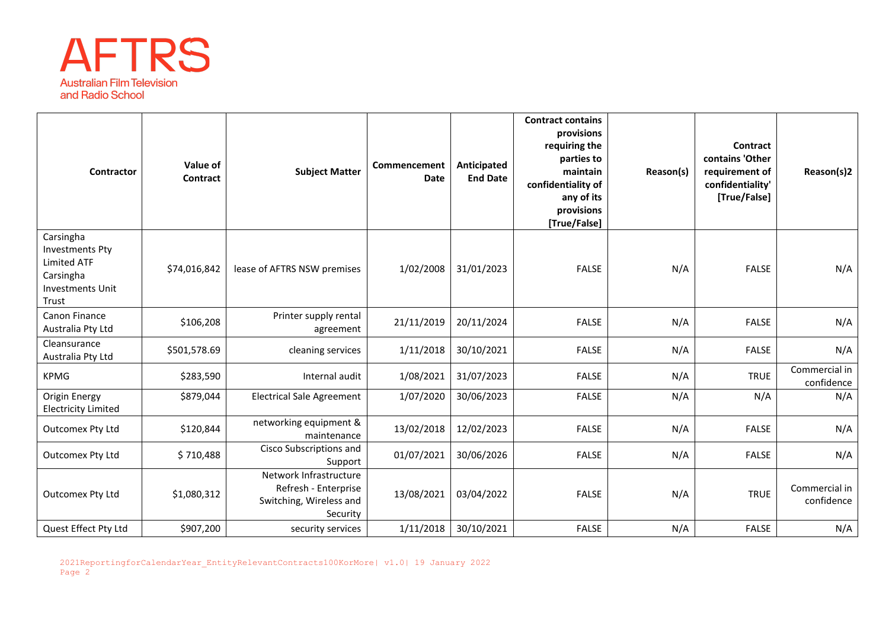| Contractor | Value of Contract | Subject Matter | Commencement Date | Anticipated End Date | Contract contains provisions requiring the parties to maintain confidentiality of any of its provisions [True/False] | Reason(s) | Contract contains 'Other requirement of confidentiality' [True/False] | Reason(s)2 |
|---|---|---|---|---|---|---|---|---|
| Carsingha Investments Pty Limited ATF Carsingha Investments Unit Trust | $74,016,842 | lease of AFTRS NSW premises | 1/02/2008 | 31/01/2023 | FALSE | N/A | FALSE | N/A |
| Canon Finance Australia Pty Ltd | $106,208 | Printer supply rental agreement | 21/11/2019 | 20/11/2024 | FALSE | N/A | FALSE | N/A |
| Cleansurance Australia Pty Ltd | $501,578.69 | cleaning services | 1/11/2018 | 30/10/2021 | FALSE | N/A | FALSE | N/A |
| KPMG | $283,590 | Internal audit | 1/08/2021 | 31/07/2023 | FALSE | N/A | TRUE | Commercial in confidence |
| Origin Energy Electricity Limited | $879,044 | Electrical Sale Agreement | 1/07/2020 | 30/06/2023 | FALSE | N/A | N/A | N/A |
| Outcomex Pty Ltd | $120,844 | networking equipment & maintenance | 13/02/2018 | 12/02/2023 | FALSE | N/A | FALSE | N/A |
| Outcomex Pty Ltd | $ 710,488 | Cisco Subscriptions and Support | 01/07/2021 | 30/06/2026 | FALSE | N/A | FALSE | N/A |
| Outcomex Pty Ltd | $1,080,312 | Network Infrastructure Refresh - Enterprise Switching, Wireless and Security | 13/08/2021 | 03/04/2022 | FALSE | N/A | TRUE | Commercial in confidence |
| Quest Effect Pty Ltd | $907,200 | security services | 1/11/2018 | 30/10/2021 | FALSE | N/A | FALSE | N/A |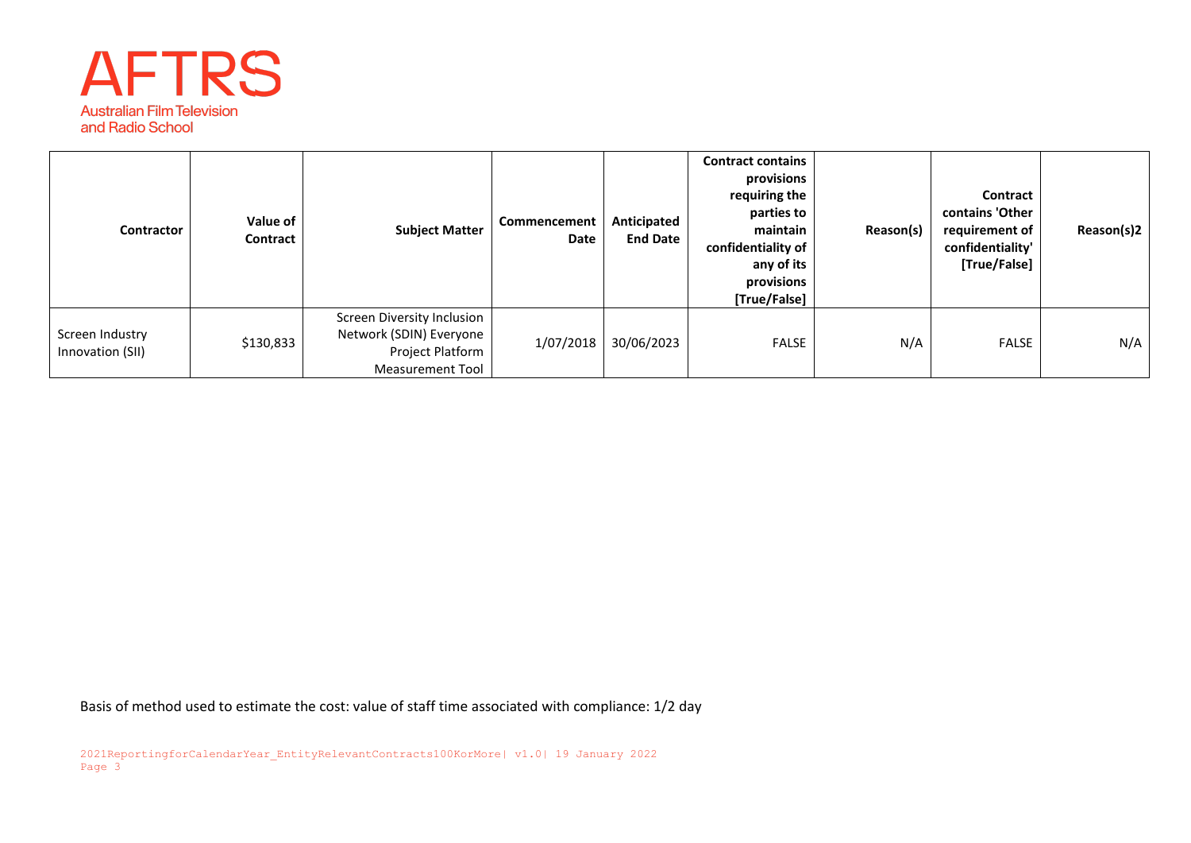AFTRS
Australian Film Television and Radio School

| Contractor | Value of Contract | Subject Matter | Commencement Date | Anticipated End Date | Contract contains provisions requiring the parties to maintain confidentiality of any of its provisions [True/False] | Reason(s) | Contract contains 'Other requirement of confidentiality' [True/False] | Reason(s)2 |
|---|---|---|---|---|---|---|---|---|
| Screen Industry Innovation (SII) | $130,833 | Screen Diversity Inclusion Network (SDIN) Everyone Project Platform Measurement Tool | 1/07/2018 | 30/06/2023 | FALSE | N/A | FALSE | N/A |

Basis of method used to estimate the cost: value of staff time associated with compliance: 1/2 day